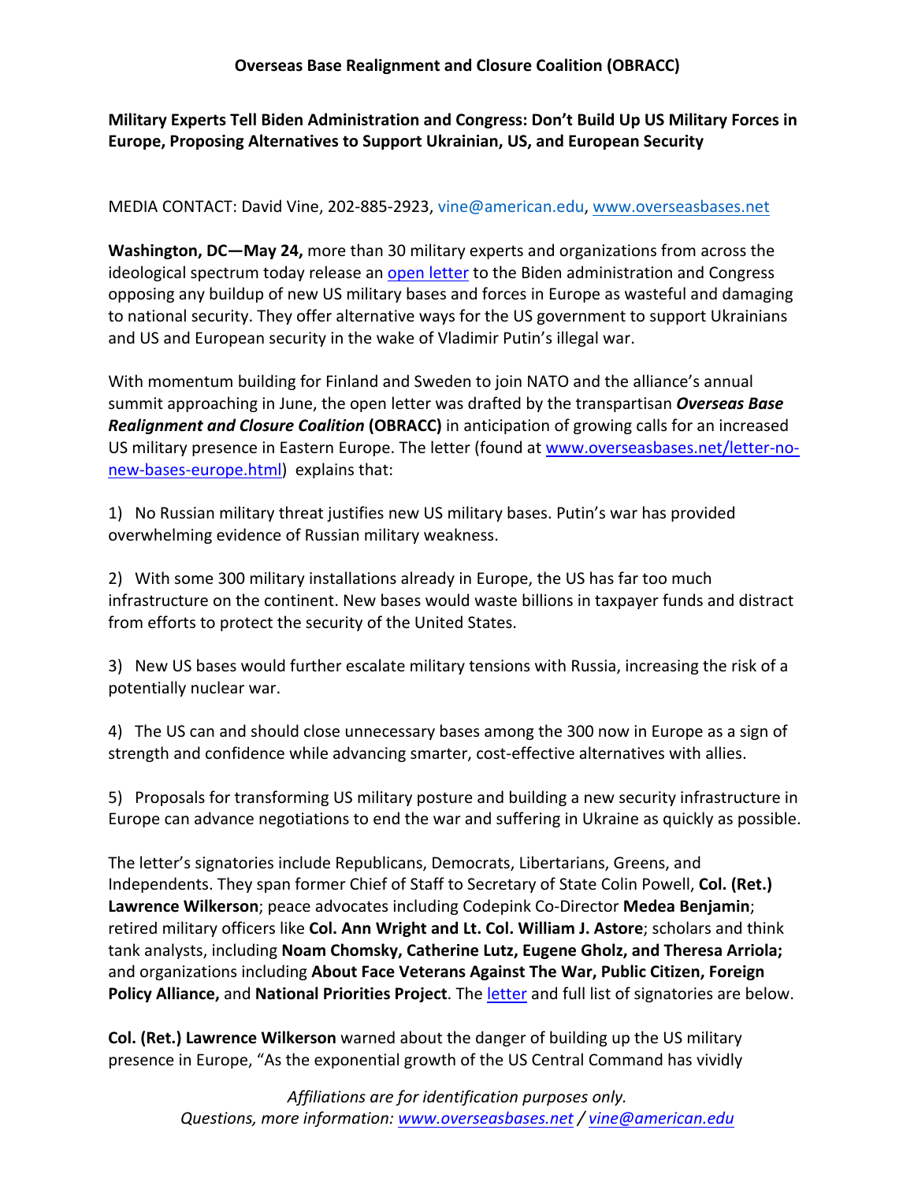**Overseas Base Realignment and Closure Coalition (OBRACC)**

**Military Experts Tell Biden Administration and Congress: Don't Build Up US Military Forces in Europe, Proposing Alternatives to Support Ukrainian, US, and European Security**

MEDIA CONTACT: David Vine, 202-885-2923, vine@american.edu, www.overseasbases.net

**Washington, DC—May 24,** more than 30 military experts and organizations from across the ideological spectrum today release an open letter to the Biden administration and Congress opposing any buildup of new US military bases and forces in Europe as wasteful and damaging to national security. They offer alternative ways for the US government to support Ukrainians and US and European security in the wake of Vladimir Putin's illegal war.

With momentum building for Finland and Sweden to join NATO and the alliance's annual summit approaching in June, the open letter was drafted by the transpartisan ***Overseas Base Realignment and Closure Coalition*** **(OBRACC)** in anticipation of growing calls for an increased US military presence in Eastern Europe. The letter (found at www.overseasbases.net/letter-no-new-bases-europe.html) explains that:

1) No Russian military threat justifies new US military bases. Putin's war has provided overwhelming evidence of Russian military weakness.

2) With some 300 military installations already in Europe, the US has far too much infrastructure on the continent. New bases would waste billions in taxpayer funds and distract from efforts to protect the security of the United States.

3) New US bases would further escalate military tensions with Russia, increasing the risk of a potentially nuclear war.

4) The US can and should close unnecessary bases among the 300 now in Europe as a sign of strength and confidence while advancing smarter, cost-effective alternatives with allies.

5) Proposals for transforming US military posture and building a new security infrastructure in Europe can advance negotiations to end the war and suffering in Ukraine as quickly as possible.

The letter's signatories include Republicans, Democrats, Libertarians, Greens, and Independents. They span former Chief of Staff to Secretary of State Colin Powell, **Col. (Ret.) Lawrence Wilkerson**; peace advocates including Codepink Co-Director **Medea Benjamin**; retired military officers like **Col. Ann Wright and Lt. Col. William J. Astore**; scholars and think tank analysts, including **Noam Chomsky, Catherine Lutz, Eugene Gholz, and Theresa Arriola;** and organizations including **About Face Veterans Against The War, Public Citizen, Foreign Policy Alliance,** and **National Priorities Project**. The letter and full list of signatories are below.

**Col. (Ret.) Lawrence Wilkerson** warned about the danger of building up the US military presence in Europe, "As the exponential growth of the US Central Command has vividly

*Affiliations are for identification purposes only.*
*Questions, more information: www.overseasbases.net / vine@american.edu*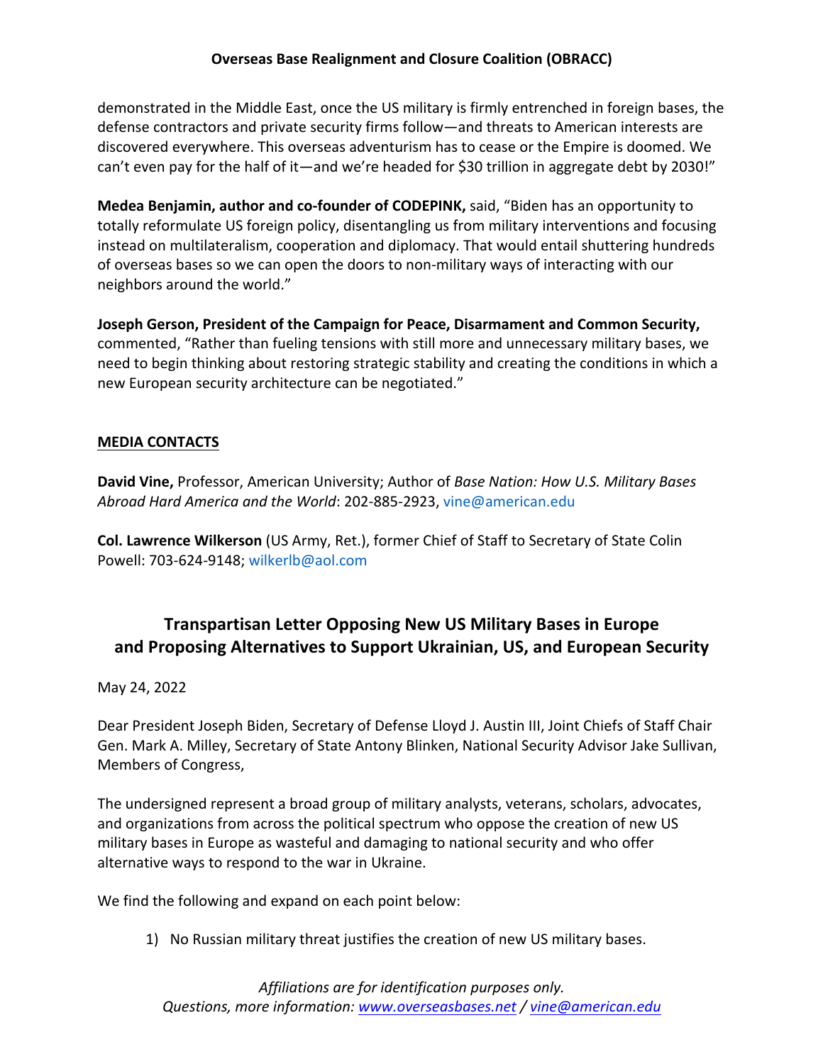demonstrated in the Middle East, once the US military is firmly entrenched in foreign bases, the defense contractors and private security firms follow—and threats to American interests are discovered everywhere. This overseas adventurism has to cease or the Empire is doomed. We can't even pay for the half of it—and we're headed for $30 trillion in aggregate debt by 2030!"

**Medea Benjamin, author and co-founder of CODEPINK,** said, "Biden has an opportunity to totally reformulate US foreign policy, disentangling us from military interventions and focusing instead on multilateralism, cooperation and diplomacy. That would entail shuttering hundreds of overseas bases so we can open the doors to non-military ways of interacting with our neighbors around the world."

**Joseph Gerson, President of the Campaign for Peace, Disarmament and Common Security,** commented, "Rather than fueling tensions with still more and unnecessary military bases, we need to begin thinking about restoring strategic stability and creating the conditions in which a new European security architecture can be negotiated."

**MEDIA CONTACTS**

**David Vine,** Professor, American University; Author of *Base Nation: How U.S. Military Bases Abroad Hard America and the World*: 202-885-2923, vine@american.edu

**Col. Lawrence Wilkerson** (US Army, Ret.), former Chief of Staff to Secretary of State Colin Powell: 703-624-9148; wilkerlb@aol.com

## Transpartisan Letter Opposing New US Military Bases in Europe and Proposing Alternatives to Support Ukrainian, US, and European Security

May 24, 2022

Dear President Joseph Biden, Secretary of Defense Lloyd J. Austin III, Joint Chiefs of Staff Chair Gen. Mark A. Milley, Secretary of State Antony Blinken, National Security Advisor Jake Sullivan, Members of Congress,

The undersigned represent a broad group of military analysts, veterans, scholars, advocates, and organizations from across the political spectrum who oppose the creation of new US military bases in Europe as wasteful and damaging to national security and who offer alternative ways to respond to the war in Ukraine.

We find the following and expand on each point below:

1) No Russian military threat justifies the creation of new US military bases.

*Affiliations are for identification purposes only.*
*Questions, more information: www.overseasbases.net / vine@american.edu*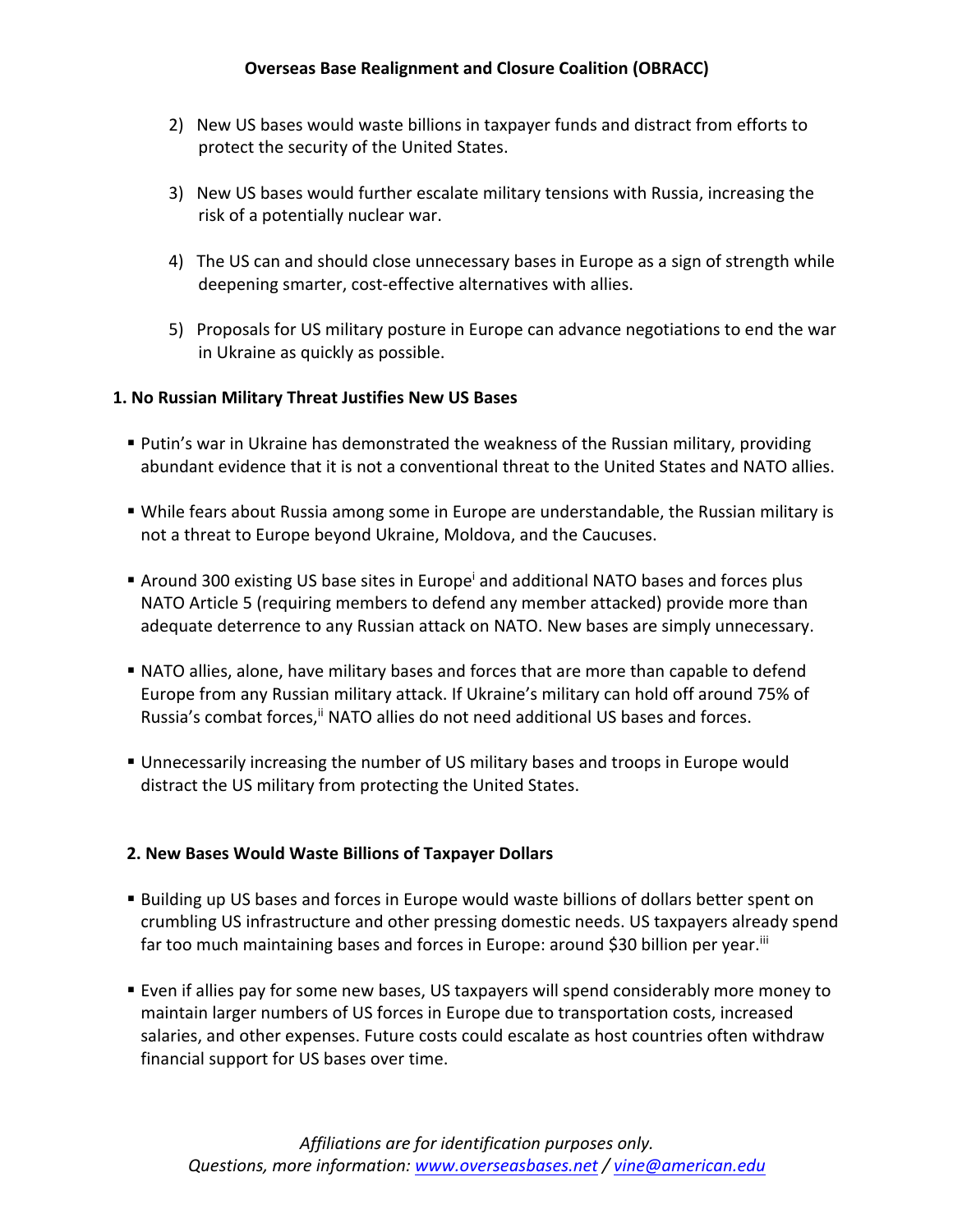2) New US bases would waste billions in taxpayer funds and distract from efforts to protect the security of the United States.

3) New US bases would further escalate military tensions with Russia, increasing the risk of a potentially nuclear war.

4) The US can and should close unnecessary bases in Europe as a sign of strength while deepening smarter, cost-effective alternatives with allies.

5) Proposals for US military posture in Europe can advance negotiations to end the war in Ukraine as quickly as possible.

### 1. No Russian Military Threat Justifies New US Bases

- Putin's war in Ukraine has demonstrated the weakness of the Russian military, providing abundant evidence that it is not a conventional threat to the United States and NATO allies.

- While fears about Russia among some in Europe are understandable, the Russian military is not a threat to Europe beyond Ukraine, Moldova, and the Caucuses.

- Around 300 existing US base sites in Europe[i] and additional NATO bases and forces plus NATO Article 5 (requiring members to defend any member attacked) provide more than adequate deterrence to any Russian attack on NATO. New bases are simply unnecessary.

- NATO allies, alone, have military bases and forces that are more than capable to defend Europe from any Russian military attack. If Ukraine's military can hold off around 75% of Russia's combat forces,[ii] NATO allies do not need additional US bases and forces.

- Unnecessarily increasing the number of US military bases and troops in Europe would distract the US military from protecting the United States.

### 2. New Bases Would Waste Billions of Taxpayer Dollars

- Building up US bases and forces in Europe would waste billions of dollars better spent on crumbling US infrastructure and other pressing domestic needs. US taxpayers already spend far too much maintaining bases and forces in Europe: around $30 billion per year.[iii]

- Even if allies pay for some new bases, US taxpayers will spend considerably more money to maintain larger numbers of US forces in Europe due to transportation costs, increased salaries, and other expenses. Future costs could escalate as host countries often withdraw financial support for US bases over time.

*Affiliations are for identification purposes only.*
*Questions, more information: [www.overseasbases.net](http://www.overseasbases.net) / [vine@american.edu](mailto:vine@american.edu)*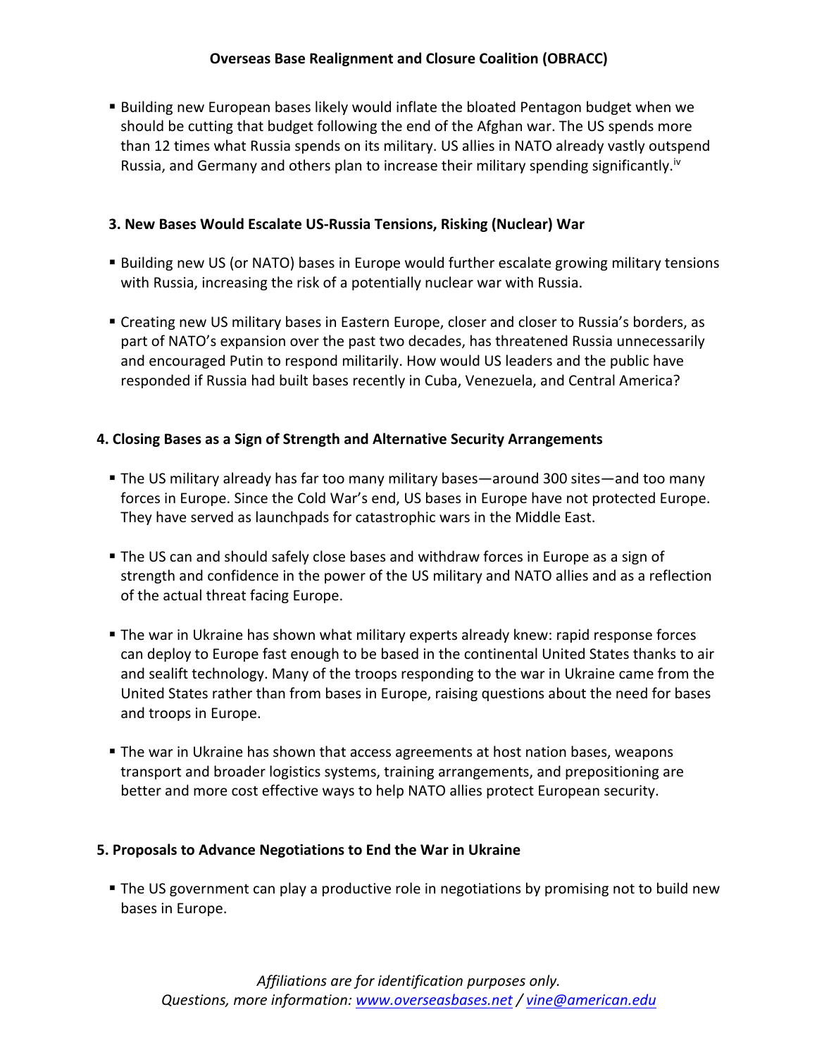- Building new European bases likely would inflate the bloated Pentagon budget when we should be cutting that budget following the end of the Afghan war. The US spends more than 12 times what Russia spends on its military. US allies in NATO already vastly outspend Russia, and Germany and others plan to increase their military spending significantly.[iv]

### 3. New Bases Would Escalate US-Russia Tensions, Risking (Nuclear) War

- Building new US (or NATO) bases in Europe would further escalate growing military tensions with Russia, increasing the risk of a potentially nuclear war with Russia.
- Creating new US military bases in Eastern Europe, closer and closer to Russia's borders, as part of NATO's expansion over the past two decades, has threatened Russia unnecessarily and encouraged Putin to respond militarily. How would US leaders and the public have responded if Russia had built bases recently in Cuba, Venezuela, and Central America?

### 4. Closing Bases as a Sign of Strength and Alternative Security Arrangements

- The US military already has far too many military bases—around 300 sites—and too many forces in Europe. Since the Cold War's end, US bases in Europe have not protected Europe. They have served as launchpads for catastrophic wars in the Middle East.
- The US can and should safely close bases and withdraw forces in Europe as a sign of strength and confidence in the power of the US military and NATO allies and as a reflection of the actual threat facing Europe.
- The war in Ukraine has shown what military experts already knew: rapid response forces can deploy to Europe fast enough to be based in the continental United States thanks to air and sealift technology. Many of the troops responding to the war in Ukraine came from the United States rather than from bases in Europe, raising questions about the need for bases and troops in Europe.
- The war in Ukraine has shown that access agreements at host nation bases, weapons transport and broader logistics systems, training arrangements, and prepositioning are better and more cost effective ways to help NATO allies protect European security.

### 5. Proposals to Advance Negotiations to End the War in Ukraine

- The US government can play a productive role in negotiations by promising not to build new bases in Europe.

*Affiliations are for identification purposes only.*
*Questions, more information: www.overseasbases.net / vine@american.edu*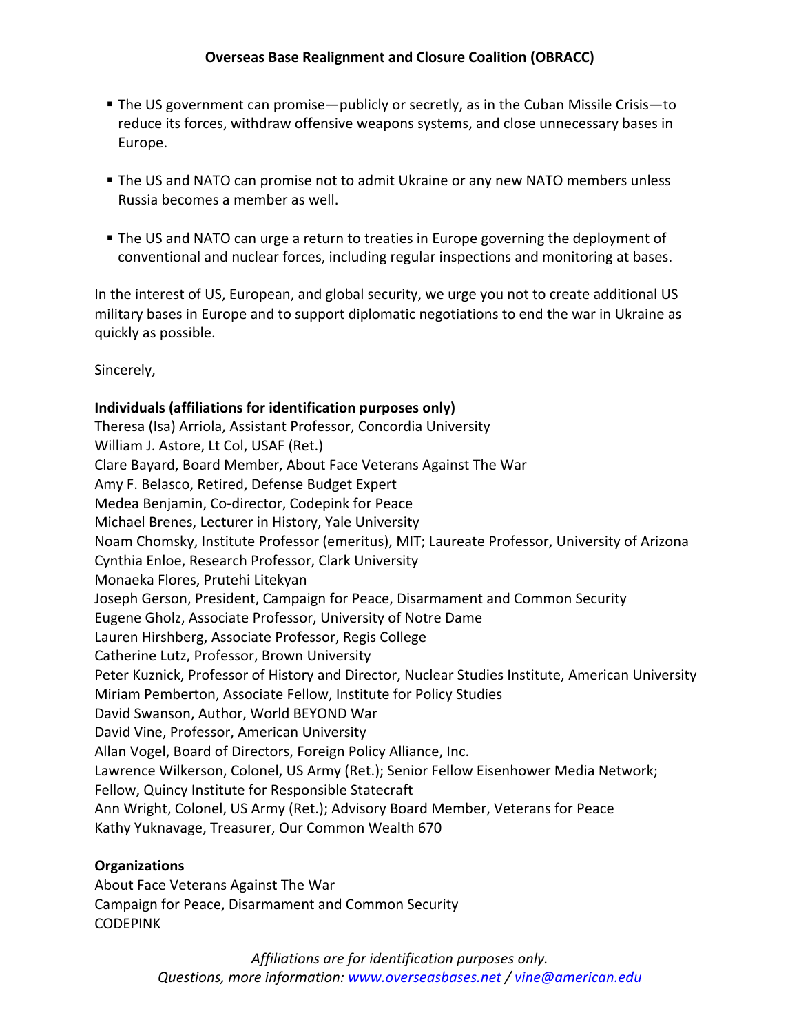- The US government can promise—publicly or secretly, as in the Cuban Missile Crisis—to reduce its forces, withdraw offensive weapons systems, and close unnecessary bases in Europe.

- The US and NATO can promise not to admit Ukraine or any new NATO members unless Russia becomes a member as well.

- The US and NATO can urge a return to treaties in Europe governing the deployment of conventional and nuclear forces, including regular inspections and monitoring at bases.

In the interest of US, European, and global security, we urge you not to create additional US military bases in Europe and to support diplomatic negotiations to end the war in Ukraine as quickly as possible.

Sincerely,

**Individuals (affiliations for identification purposes only)**
Theresa (Isa) Arriola, Assistant Professor, Concordia University
William J. Astore, Lt Col, USAF (Ret.)
Clare Bayard, Board Member, About Face Veterans Against The War
Amy F. Belasco, Retired, Defense Budget Expert
Medea Benjamin, Co-director, Codepink for Peace
Michael Brenes, Lecturer in History, Yale University
Noam Chomsky, Institute Professor (emeritus), MIT; Laureate Professor, University of Arizona
Cynthia Enloe, Research Professor, Clark University
Monaeka Flores, Prutehi Litekyan
Joseph Gerson, President, Campaign for Peace, Disarmament and Common Security
Eugene Gholz, Associate Professor, University of Notre Dame
Lauren Hirshberg, Associate Professor, Regis College
Catherine Lutz, Professor, Brown University
Peter Kuznick, Professor of History and Director, Nuclear Studies Institute, American University
Miriam Pemberton, Associate Fellow, Institute for Policy Studies
David Swanson, Author, World BEYOND War
David Vine, Professor, American University
Allan Vogel, Board of Directors, Foreign Policy Alliance, Inc.
Lawrence Wilkerson, Colonel, US Army (Ret.); Senior Fellow Eisenhower Media Network; Fellow, Quincy Institute for Responsible Statecraft
Ann Wright, Colonel, US Army (Ret.); Advisory Board Member, Veterans for Peace
Kathy Yuknavage, Treasurer, Our Common Wealth 670

**Organizations**
About Face Veterans Against The War
Campaign for Peace, Disarmament and Common Security
CODEPINK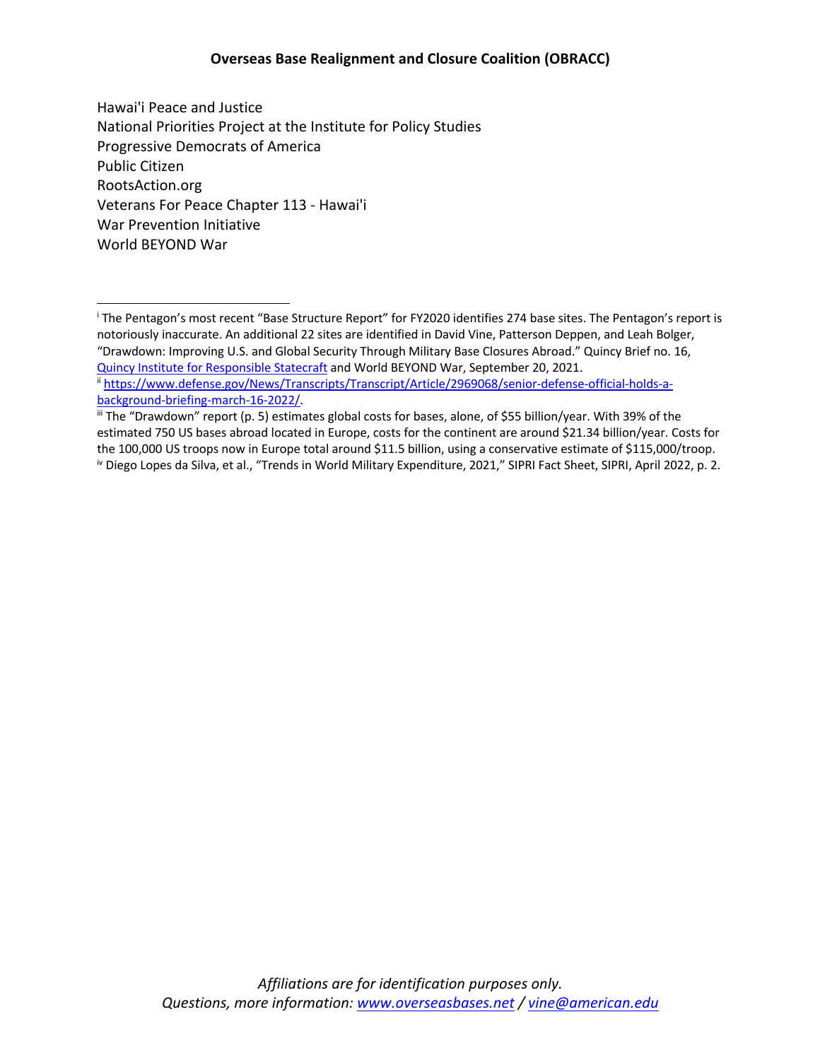Hawai'i Peace and Justice
National Priorities Project at the Institute for Policy Studies
Progressive Democrats of America
Public Citizen
RootsAction.org
Veterans For Peace Chapter 113 - Hawai'i
War Prevention Initiative
World BEYOND War

---

[i] The Pentagon's most recent "Base Structure Report" for FY2020 identifies 274 base sites. The Pentagon's report is notoriously inaccurate. An additional 22 sites are identified in David Vine, Patterson Deppen, and Leah Bolger, "Drawdown: Improving U.S. and Global Security Through Military Base Closures Abroad." Quincy Brief no. 16, Quincy Institute for Responsible Statecraft and World BEYOND War, September 20, 2021.

[ii] https://www.defense.gov/News/Transcripts/Transcript/Article/2969068/senior-defense-official-holds-a-background-briefing-march-16-2022/.

[iii] The "Drawdown" report (p. 5) estimates global costs for bases, alone, of $55 billion/year. With 39% of the estimated 750 US bases abroad located in Europe, costs for the continent are around $21.34 billion/year. Costs for the 100,000 US troops now in Europe total around $11.5 billion, using a conservative estimate of $115,000/troop.

[iv] Diego Lopes da Silva, et al., "Trends in World Military Expenditure, 2021," SIPRI Fact Sheet, SIPRI, April 2022, p. 2.

*Affiliations are for identification purposes only.*
*Questions, more information: www.overseasbases.net / vine@american.edu*